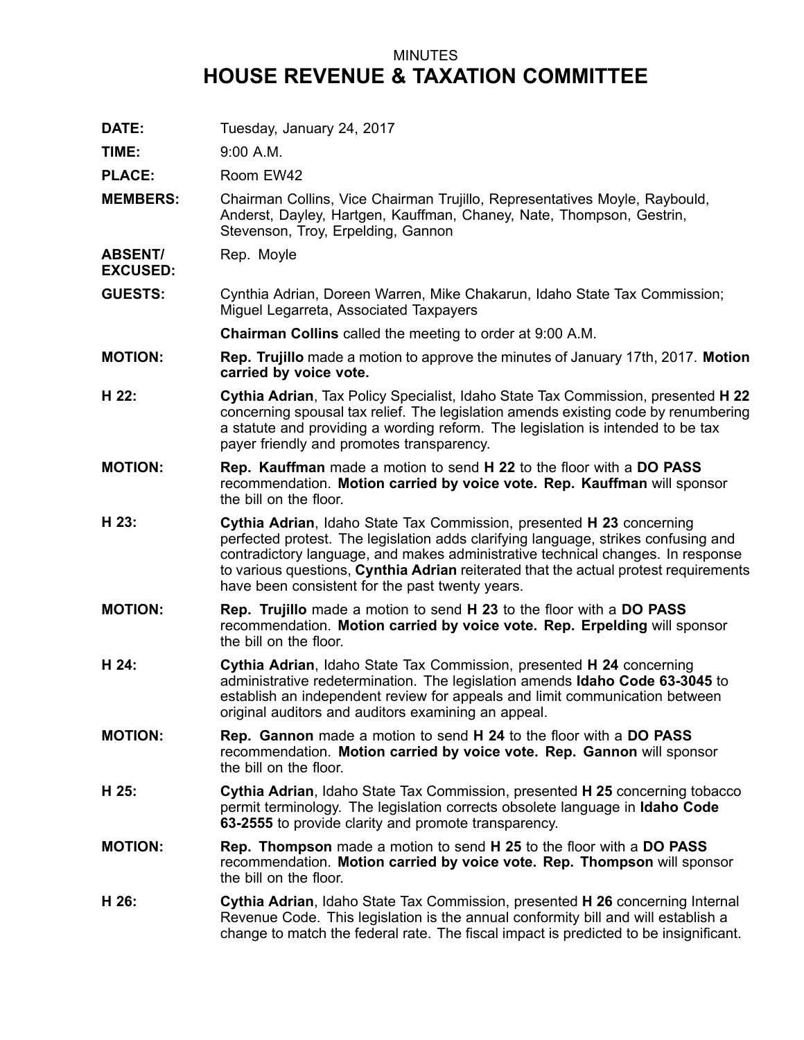MINUTES

# HOUSE REVENUE & TAXATION COMMITTEE

| | |
|---|---|
| **DATE:** | Tuesday, January 24, 2017 |
| **TIME:** | 9:00 A.M. |
| **PLACE:** | Room EW42 |
| **MEMBERS:** | Chairman Collins, Vice Chairman Trujillo, Representatives Moyle, Raybould, Anderst, Dayley, Hartgen, Kauffman, Chaney, Nate, Thompson, Gestrin, Stevenson, Troy, Erpelding, Gannon |
| **ABSENT/ EXCUSED:** | Rep. Moyle |
| **GUESTS:** | Cynthia Adrian, Doreen Warren, Mike Chakarun, Idaho State Tax Commission; Miguel Legarreta, Associated Taxpayers |

**Chairman Collins** called the meeting to order at 9:00 A.M.

**MOTION:** **Rep. Trujillo** made a motion to approve the minutes of January 17th, 2017. **Motion carried by voice vote.**

**H 22:** **Cythia Adrian**, Tax Policy Specialist, Idaho State Tax Commission, presented **H 22** concerning spousal tax relief. The legislation amends existing code by renumbering a statute and providing a wording reform. The legislation is intended to be tax payer friendly and promotes transparency.

**MOTION:** **Rep. Kauffman** made a motion to send **H 22** to the floor with a **DO PASS** recommendation. **Motion carried by voice vote. Rep. Kauffman** will sponsor the bill on the floor.

**H 23:** **Cythia Adrian**, Idaho State Tax Commission, presented **H 23** concerning perfected protest. The legislation adds clarifying language, strikes confusing and contradictory language, and makes administrative technical changes. In response to various questions, **Cynthia Adrian** reiterated that the actual protest requirements have been consistent for the past twenty years.

**MOTION:** **Rep. Trujillo** made a motion to send **H 23** to the floor with a **DO PASS** recommendation. **Motion carried by voice vote. Rep. Erpelding** will sponsor the bill on the floor.

**H 24:** **Cythia Adrian**, Idaho State Tax Commission, presented **H 24** concerning administrative redetermination. The legislation amends **Idaho Code 63-3045** to establish an independent review for appeals and limit communication between original auditors and auditors examining an appeal.

**MOTION:** **Rep. Gannon** made a motion to send **H 24** to the floor with a **DO PASS** recommendation. **Motion carried by voice vote. Rep. Gannon** will sponsor the bill on the floor.

**H 25:** **Cythia Adrian**, Idaho State Tax Commission, presented **H 25** concerning tobacco permit terminology. The legislation corrects obsolete language in **Idaho Code 63-2555** to provide clarity and promote transparency.

**MOTION:** **Rep. Thompson** made a motion to send **H 25** to the floor with a **DO PASS** recommendation. **Motion carried by voice vote. Rep. Thompson** will sponsor the bill on the floor.

**H 26:** **Cythia Adrian**, Idaho State Tax Commission, presented **H 26** concerning Internal Revenue Code. This legislation is the annual conformity bill and will establish a change to match the federal rate. The fiscal impact is predicted to be insignificant.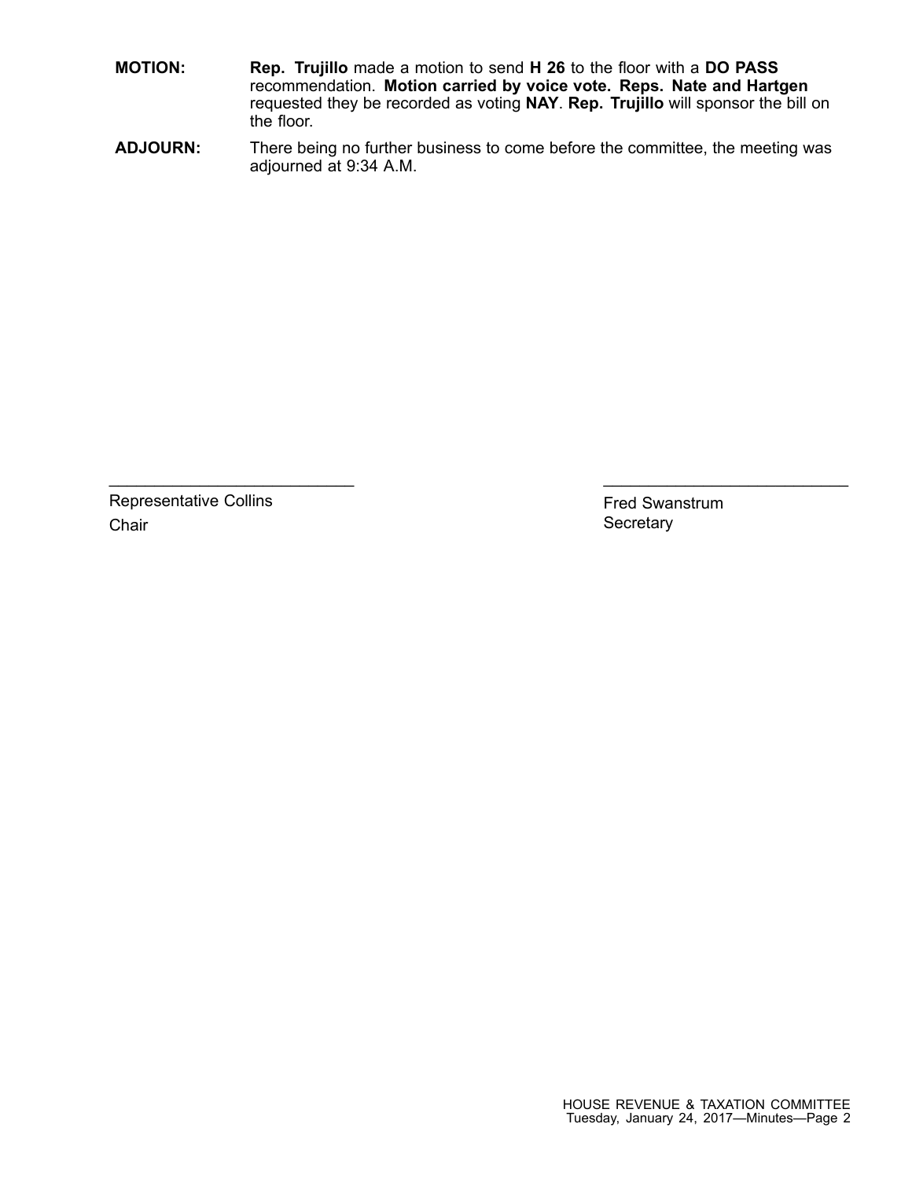**MOTION:** **Rep. Trujillo** made a motion to send **H 26** to the floor with a **DO PASS** recommendation. **Motion carried by voice vote. Reps. Nate and Hartgen** requested they be recorded as voting **NAY**. **Rep. Trujillo** will sponsor the bill on the floor.

**ADJOURN:** There being no further business to come before the committee, the meeting was adjourned at 9:34 A.M.

___________________________
Representative Collins
Chair

___________________________
Fred Swanstrum
Secretary